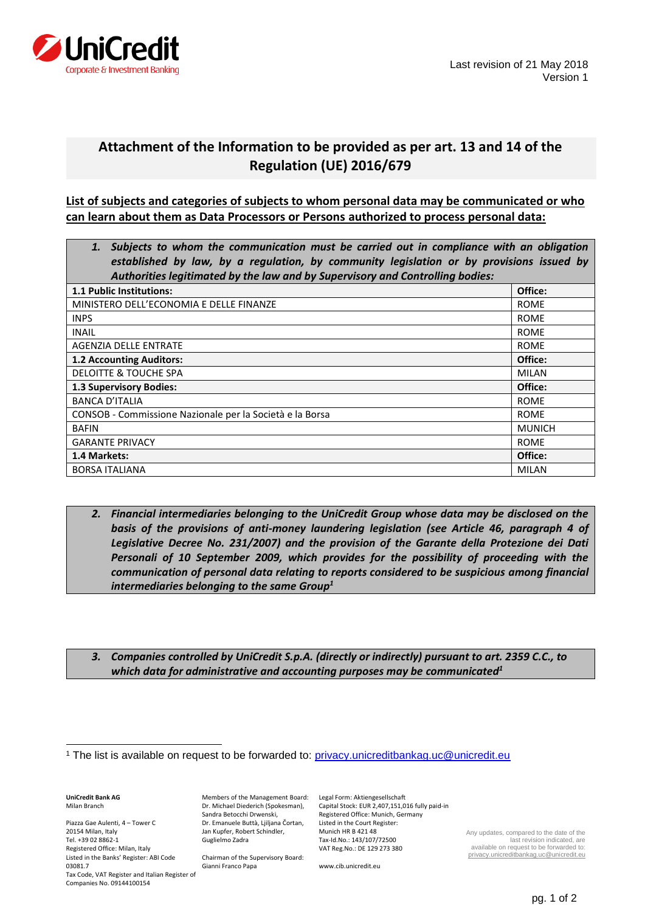Last revision of 21 May 2018
Version 1

# Attachment of the Information to be provided as per art. 13 and 14 of the Regulation (UE) 2016/679

**List of subjects and categories of subjects to whom personal data may be communicated or who can learn about them as Data Processors or Persons authorized to process personal data:**

| ***1. Subjects to whom the communication must be carried out in compliance with an obligation established by law, by a regulation, by community legislation or by provisions issued by Authorities legitimated by the law and by Supervisory and Controlling bodies:*** | |
|---|---|
| **1.1 Public Institutions:** | **Office:** |
| MINISTERO DELL'ECONOMIA E DELLE FINANZE | ROME |
| INPS | ROME |
| INAIL | ROME |
| AGENZIA DELLE ENTRATE | ROME |
| **1.2 Accounting Auditors:** | **Office:** |
| DELOITTE & TOUCHE SPA | MILAN |
| **1.3 Supervisory Bodies:** | **Office:** |
| BANCA D'ITALIA | ROME |
| CONSOB - Commissione Nazionale per la Società e la Borsa | ROME |
| BAFIN | MUNICH |
| GARANTE PRIVACY | ROME |
| **1.4 Markets:** | **Office:** |
| BORSA ITALIANA | MILAN |

***2. Financial intermediaries belonging to the UniCredit Group whose data may be disclosed on the basis of the provisions of anti-money laundering legislation (see Article 46, paragraph 4 of Legislative Decree No. 231/2007) and the provision of the Garante della Protezione dei Dati Personali of 10 September 2009, which provides for the possibility of proceeding with the communication of personal data relating to reports considered to be suspicious among financial intermediaries belonging to the same Group[1]***

***3. Companies controlled by UniCredit S.p.A. (directly or indirectly) pursuant to art. 2359 C.C., to which data for administrative and accounting purposes may be communicated[1]***

---

[1] The list is available on request to be forwarded to: privacy.unicreditbankag.uc@unicredit.eu

**UniCredit Bank AG**
Milan Branch

Piazza Gae Aulenti, 4 – Tower C
20154 Milan, Italy
Tel. +39 02 8862-1
Registered Office: Milan, Italy
Listed in the Banks' Register: ABI Code 03081.7
Tax Code, VAT Register and Italian Register of Companies No. 09144100154

Members of the Management Board:
Dr. Michael Diederich (Spokesman), Sandra Betocchi Drwenski, Dr. Emanuele Buttà, Ljiljana Čortan, Jan Kupfer, Robert Schindler, Guglielmo Zadra

Chairman of the Supervisory Board:
Gianni Franco Papa

Legal Form: Aktiengesellschaft
Capital Stock: EUR 2,407,151,016 fully paid-in
Registered Office: Munich, Germany
Listed in the Court Register:
Munich HR B 421 48
Tax-Id.No.: 143/107/72500
VAT Reg.No.: DE 129 273 380

www.cib.unicredit.eu

Any updates, compared to the date of the last revision indicated, are available on request to be forwarded to: privacy.unicreditbankag.uc@unicredit.eu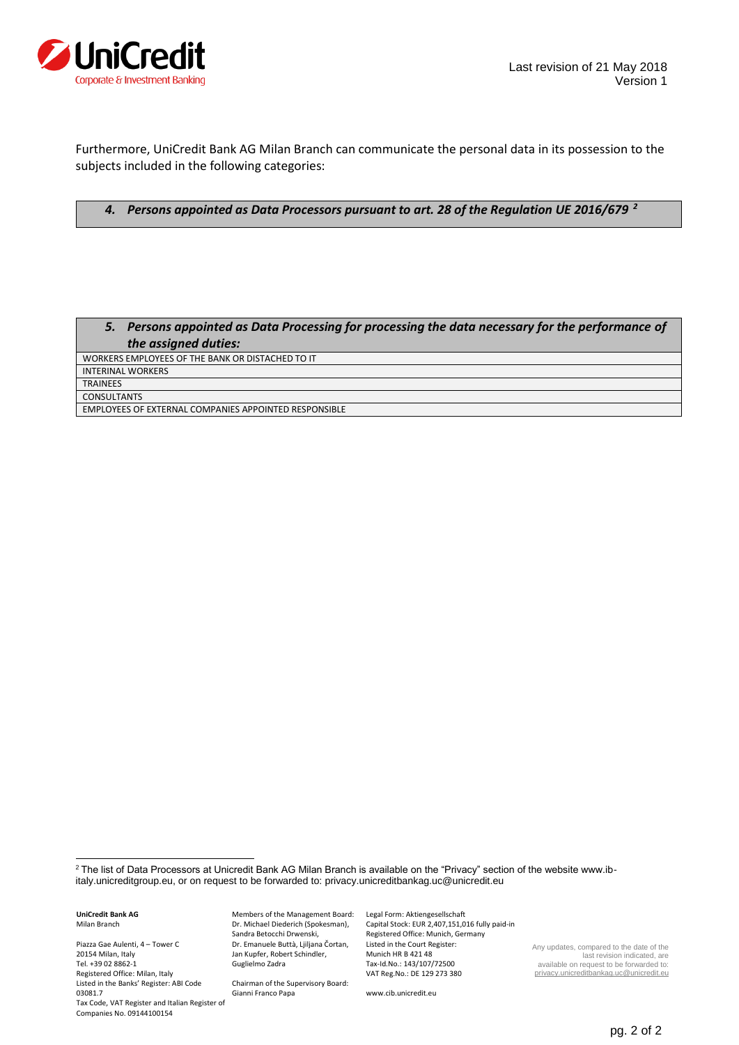Furthermore, UniCredit Bank AG Milan Branch can communicate the personal data in its possession to the subjects included in the following categories:

| ***4. Persons appointed as Data Processors pursuant to art. 28 of the Regulation UE 2016/679*** [2] |
|---|

| ***5. Persons appointed as Data Processing for processing the data necessary for the performance of the assigned duties:*** |
|---|
| WORKERS EMPLOYEES OF THE BANK OR DISTACHED TO IT |
| INTERINAL WORKERS |
| TRAINEES |
| CONSULTANTS |
| EMPLOYEES OF EXTERNAL COMPANIES APPOINTED RESPONSIBLE |

[2] The list of Data Processors at Unicredit Bank AG Milan Branch is available on the "Privacy" section of the website www.ib-italy.unicreditgroup.eu, or on request to be forwarded to: privacy.unicreditbankag.uc@unicredit.eu

**UniCredit Bank AG**
Milan Branch

Piazza Gae Aulenti, 4 – Tower C
20154 Milan, Italy
Tel. +39 02 8862-1
Registered Office: Milan, Italy
Listed in the Banks' Register: ABI Code 03081.7
Tax Code, VAT Register and Italian Register of Companies No. 09144100154

Members of the Management Board:
Dr. Michael Diederich (Spokesman), Sandra Betocchi Drwenski, Dr. Emanuele Buttà, Ljiljana Čortan, Jan Kupfer, Robert Schindler, Guglielmo Zadra

Chairman of the Supervisory Board:
Gianni Franco Papa

Legal Form: Aktiengesellschaft
Capital Stock: EUR 2,407,151,016 fully paid-in
Registered Office: Munich, Germany
Listed in the Court Register:
Munich HR B 421 48
Tax-Id.No.: 143/107/72500
VAT Reg.No.: DE 129 273 380

www.cib.unicredit.eu

Any updates, compared to the date of the last revision indicated, are available on request to be forwarded to: privacy.unicreditbankag.uc@unicredit.eu